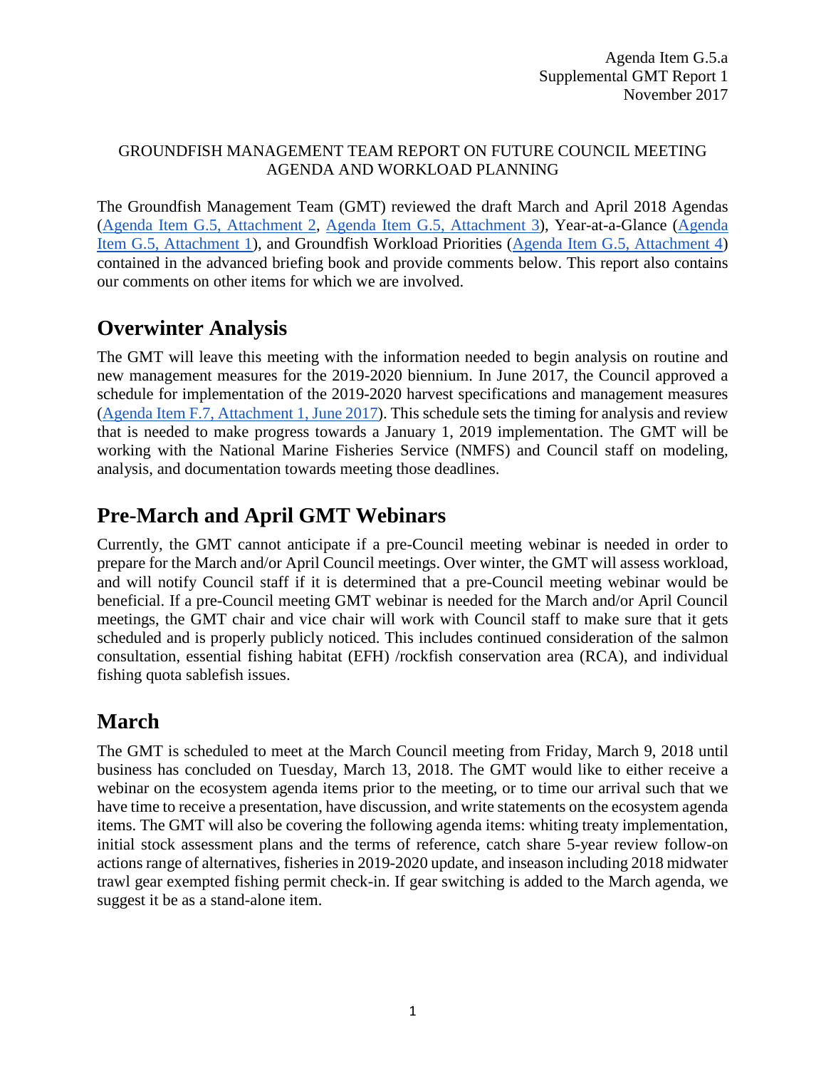Agenda Item G.5.a
Supplemental GMT Report 1
November 2017

GROUNDFISH MANAGEMENT TEAM REPORT ON FUTURE COUNCIL MEETING AGENDA AND WORKLOAD PLANNING

The Groundfish Management Team (GMT) reviewed the draft March and April 2018 Agendas (Agenda Item G.5, Attachment 2, Agenda Item G.5, Attachment 3), Year-at-a-Glance (Agenda Item G.5, Attachment 1), and Groundfish Workload Priorities (Agenda Item G.5, Attachment 4) contained in the advanced briefing book and provide comments below. This report also contains our comments on other items for which we are involved.

## Overwinter Analysis

The GMT will leave this meeting with the information needed to begin analysis on routine and new management measures for the 2019-2020 biennium. In June 2017, the Council approved a schedule for implementation of the 2019-2020 harvest specifications and management measures (Agenda Item F.7, Attachment 1, June 2017). This schedule sets the timing for analysis and review that is needed to make progress towards a January 1, 2019 implementation. The GMT will be working with the National Marine Fisheries Service (NMFS) and Council staff on modeling, analysis, and documentation towards meeting those deadlines.

## Pre-March and April GMT Webinars

Currently, the GMT cannot anticipate if a pre-Council meeting webinar is needed in order to prepare for the March and/or April Council meetings. Over winter, the GMT will assess workload, and will notify Council staff if it is determined that a pre-Council meeting webinar would be beneficial. If a pre-Council meeting GMT webinar is needed for the March and/or April Council meetings, the GMT chair and vice chair will work with Council staff to make sure that it gets scheduled and is properly publicly noticed. This includes continued consideration of the salmon consultation, essential fishing habitat (EFH) /rockfish conservation area (RCA), and individual fishing quota sablefish issues.

## March

The GMT is scheduled to meet at the March Council meeting from Friday, March 9, 2018 until business has concluded on Tuesday, March 13, 2018. The GMT would like to either receive a webinar on the ecosystem agenda items prior to the meeting, or to time our arrival such that we have time to receive a presentation, have discussion, and write statements on the ecosystem agenda items. The GMT will also be covering the following agenda items: whiting treaty implementation, initial stock assessment plans and the terms of reference, catch share 5-year review follow-on actions range of alternatives, fisheries in 2019-2020 update, and inseason including 2018 midwater trawl gear exempted fishing permit check-in. If gear switching is added to the March agenda, we suggest it be as a stand-alone item.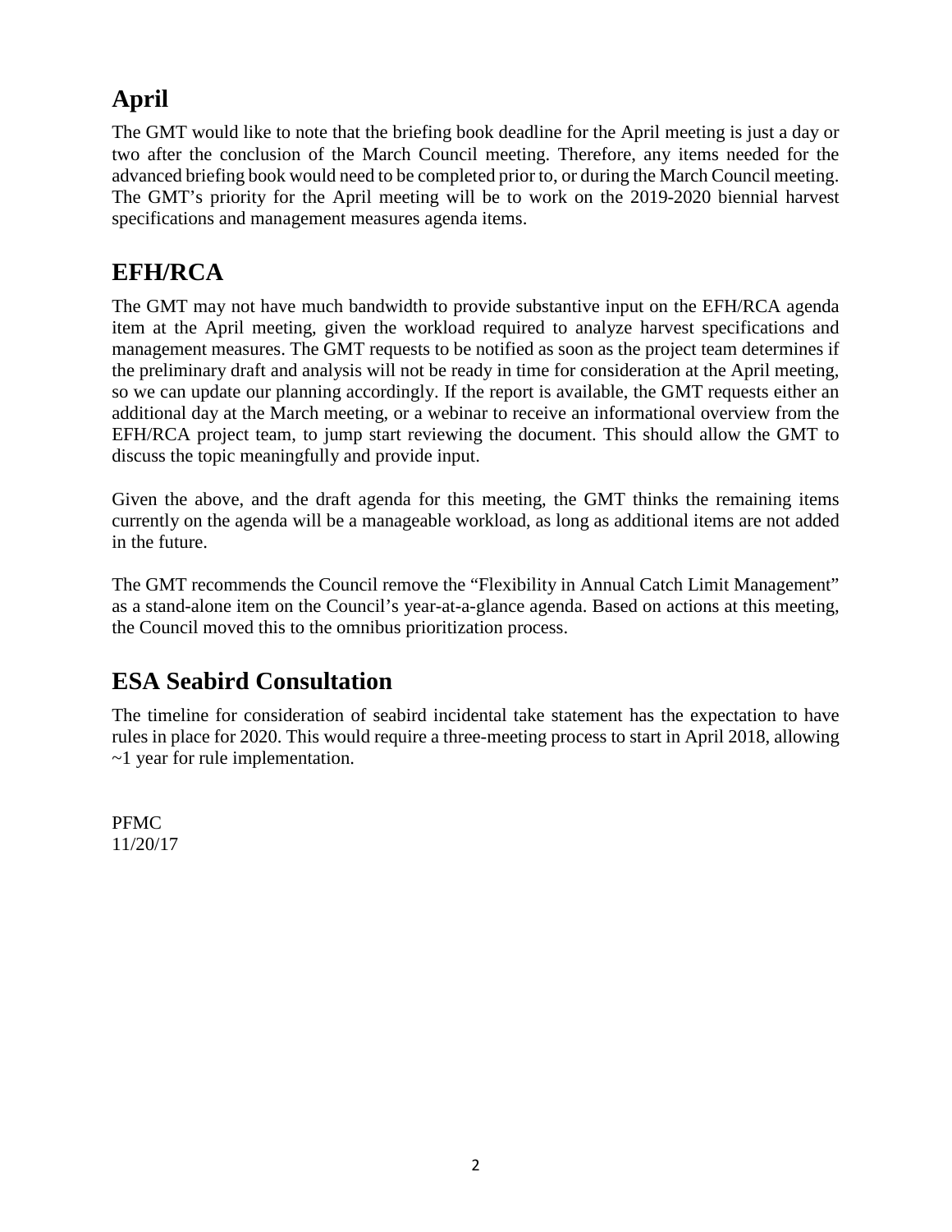## April

The GMT would like to note that the briefing book deadline for the April meeting is just a day or two after the conclusion of the March Council meeting. Therefore, any items needed for the advanced briefing book would need to be completed prior to, or during the March Council meeting. The GMT's priority for the April meeting will be to work on the 2019-2020 biennial harvest specifications and management measures agenda items.

## EFH/RCA

The GMT may not have much bandwidth to provide substantive input on the EFH/RCA agenda item at the April meeting, given the workload required to analyze harvest specifications and management measures. The GMT requests to be notified as soon as the project team determines if the preliminary draft and analysis will not be ready in time for consideration at the April meeting, so we can update our planning accordingly. If the report is available, the GMT requests either an additional day at the March meeting, or a webinar to receive an informational overview from the EFH/RCA project team, to jump start reviewing the document. This should allow the GMT to discuss the topic meaningfully and provide input.

Given the above, and the draft agenda for this meeting, the GMT thinks the remaining items currently on the agenda will be a manageable workload, as long as additional items are not added in the future.

The GMT recommends the Council remove the "Flexibility in Annual Catch Limit Management" as a stand-alone item on the Council's year-at-a-glance agenda. Based on actions at this meeting, the Council moved this to the omnibus prioritization process.

## ESA Seabird Consultation

The timeline for consideration of seabird incidental take statement has the expectation to have rules in place for 2020. This would require a three-meeting process to start in April 2018, allowing ~1 year for rule implementation.

PFMC
11/20/17